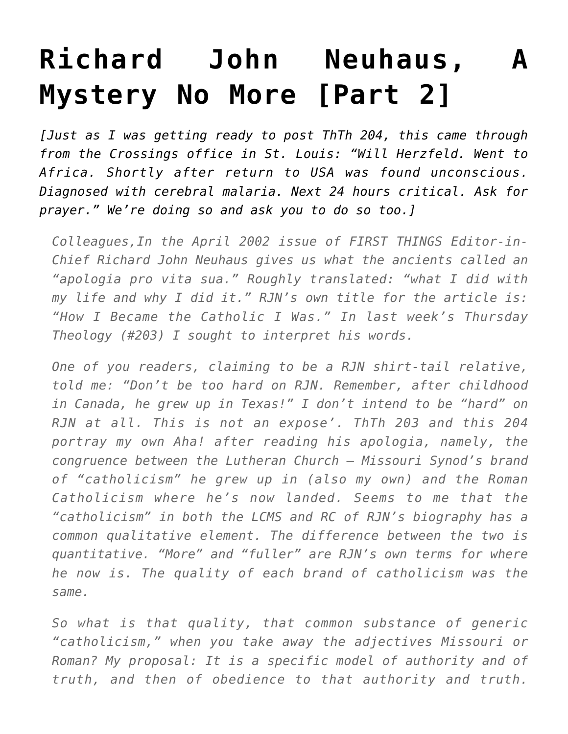# Richard John Neuhaus, A Mystery No More [Part 2]

*[Just as I was getting ready to post ThTh 204, this came through from the Crossings office in St. Louis: "Will Herzfeld. Went to Africa. Shortly after return to USA was found unconscious. Diagnosed with cerebral malaria. Next 24 hours critical. Ask for prayer." We're doing so and ask you to do so too.]*

> Colleagues,In the April 2002 issue of FIRST THINGS Editor-in-Chief Richard John Neuhaus gives us what the ancients called an "apologia pro vita sua." Roughly translated: "what I did with my life and why I did it." RJN's own title for the article is: "How I Became the Catholic I Was." In last week's Thursday Theology (#203) I sought to interpret his words.
>
> One of you readers, claiming to be a RJN shirt-tail relative, told me: "Don't be too hard on RJN. Remember, after childhood in Canada, he grew up in Texas!" I don't intend to be "hard" on RJN at all. This is not an expose'. ThTh 203 and this 204 portray my own Aha! after reading his apologia, namely, the congruence between the Lutheran Church – Missouri Synod's brand of "catholicism" he grew up in (also my own) and the Roman Catholicism where he's now landed. Seems to me that the "catholicism" in both the LCMS and RC of RJN's biography has a common qualitative element. The difference between the two is quantitative. "More" and "fuller" are RJN's own terms for where he now is. The quality of each brand of catholicism was the same.
>
> So what is that quality, that common substance of generic "catholicism," when you take away the adjectives Missouri or Roman? My proposal: It is a specific model of authority and of truth, and then of obedience to that authority and truth.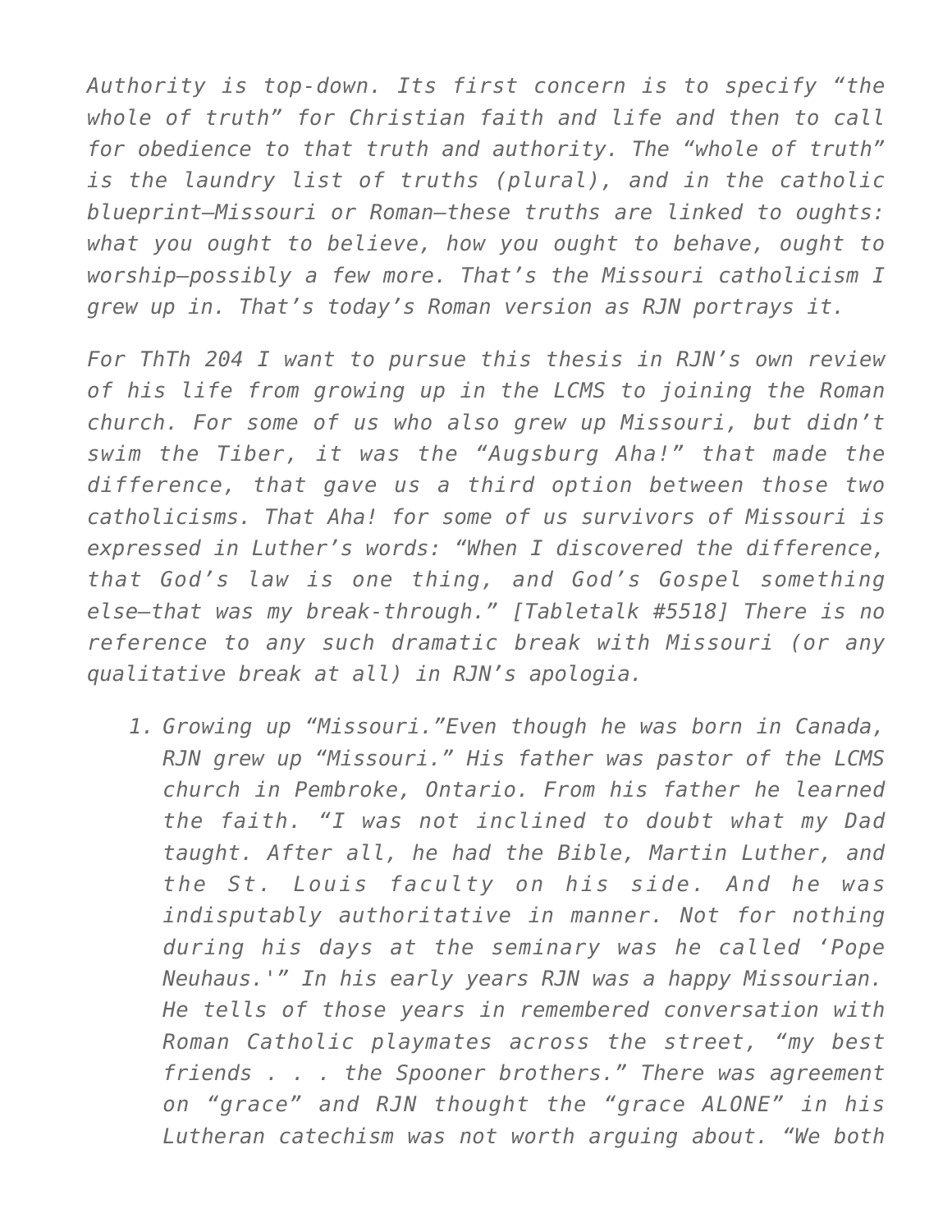*Authority is top-down. Its first concern is to specify "the whole of truth" for Christian faith and life and then to call for obedience to that truth and authority. The "whole of truth" is the laundry list of truths (plural), and in the catholic blueprint—Missouri or Roman—these truths are linked to oughts: what you ought to believe, how you ought to behave, ought to worship—possibly a few more. That's the Missouri catholicism I grew up in. That's today's Roman version as RJN portrays it.*

*For ThTh 204 I want to pursue this thesis in RJN's own review of his life from growing up in the LCMS to joining the Roman church. For some of us who also grew up Missouri, but didn't swim the Tiber, it was the "Augsburg Aha!" that made the difference, that gave us a third option between those two catholicisms. That Aha! for some of us survivors of Missouri is expressed in Luther's words: "When I discovered the difference, that God's law is one thing, and God's Gospel something else—that was my break-through." [Tabletalk #5518] There is no reference to any such dramatic break with Missouri (or any qualitative break at all) in RJN's apologia.*

1. *Growing up "Missouri."Even though he was born in Canada, RJN grew up "Missouri." His father was pastor of the LCMS church in Pembroke, Ontario. From his father he learned the faith. "I was not inclined to doubt what my Dad taught. After all, he had the Bible, Martin Luther, and the St. Louis faculty on his side. And he was indisputably authoritative in manner. Not for nothing during his days at the seminary was he called 'Pope Neuhaus.'" In his early years RJN was a happy Missourian. He tells of those years in remembered conversation with Roman Catholic playmates across the street, "my best friends . . . the Spooner brothers." There was agreement on "grace" and RJN thought the "grace ALONE" in his Lutheran catechism was not worth arguing about. "We both*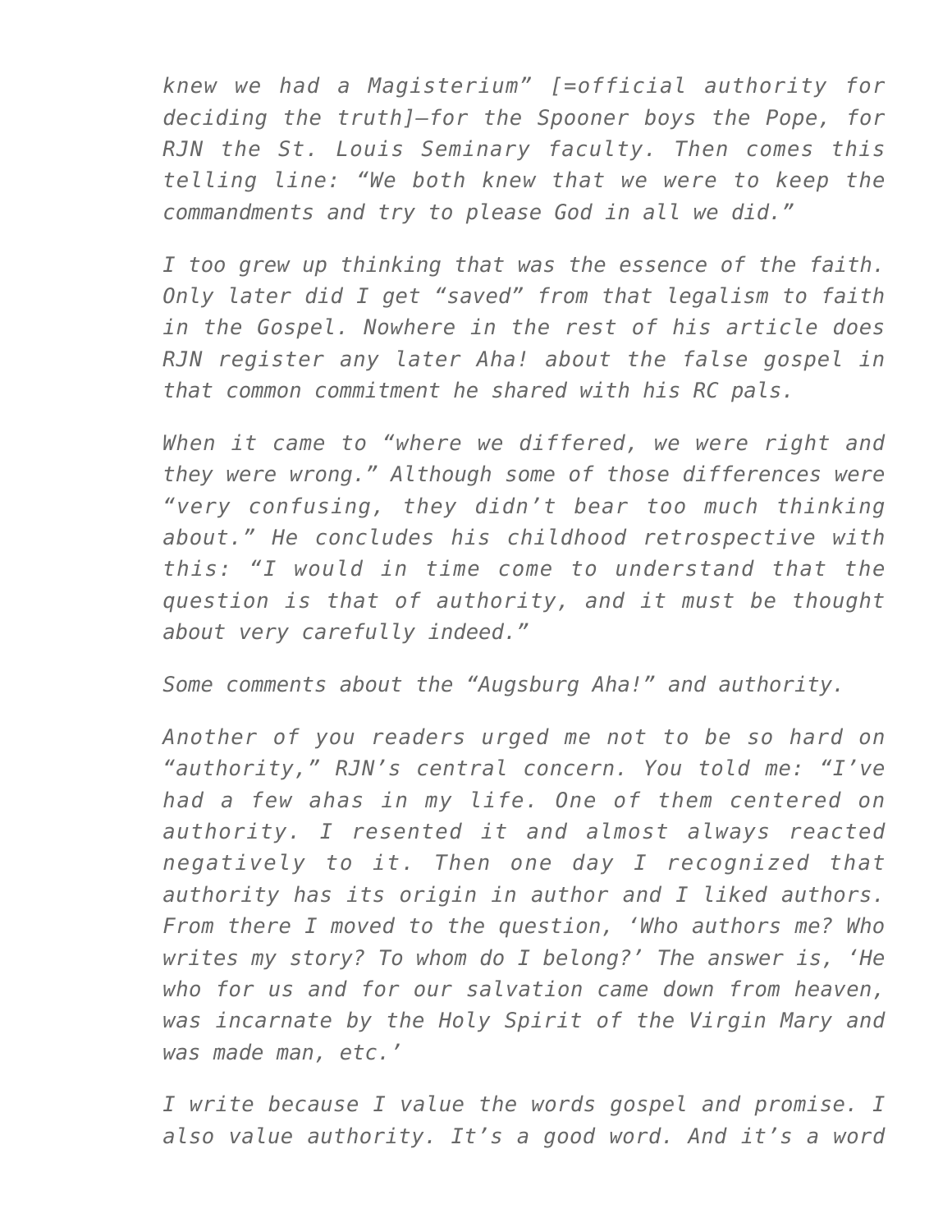*knew we had a Magisterium" [=official authority for deciding the truth]—for the Spooner boys the Pope, for RJN the St. Louis Seminary faculty. Then comes this telling line: "We both knew that we were to keep the commandments and try to please God in all we did."*

*I too grew up thinking that was the essence of the faith. Only later did I get "saved" from that legalism to faith in the Gospel. Nowhere in the rest of his article does RJN register any later Aha! about the false gospel in that common commitment he shared with his RC pals.*

*When it came to "where we differed, we were right and they were wrong." Although some of those differences were "very confusing, they didn't bear too much thinking about." He concludes his childhood retrospective with this: "I would in time come to understand that the question is that of authority, and it must be thought about very carefully indeed."*

*Some comments about the "Augsburg Aha!" and authority.*

*Another of you readers urged me not to be so hard on "authority," RJN's central concern. You told me: "I've had a few ahas in my life. One of them centered on authority. I resented it and almost always reacted negatively to it. Then one day I recognized that authority has its origin in author and I liked authors. From there I moved to the question, 'Who authors me? Who writes my story? To whom do I belong?' The answer is, 'He who for us and for our salvation came down from heaven, was incarnate by the Holy Spirit of the Virgin Mary and was made man, etc.'*

*I write because I value the words gospel and promise. I also value authority. It's a good word. And it's a word*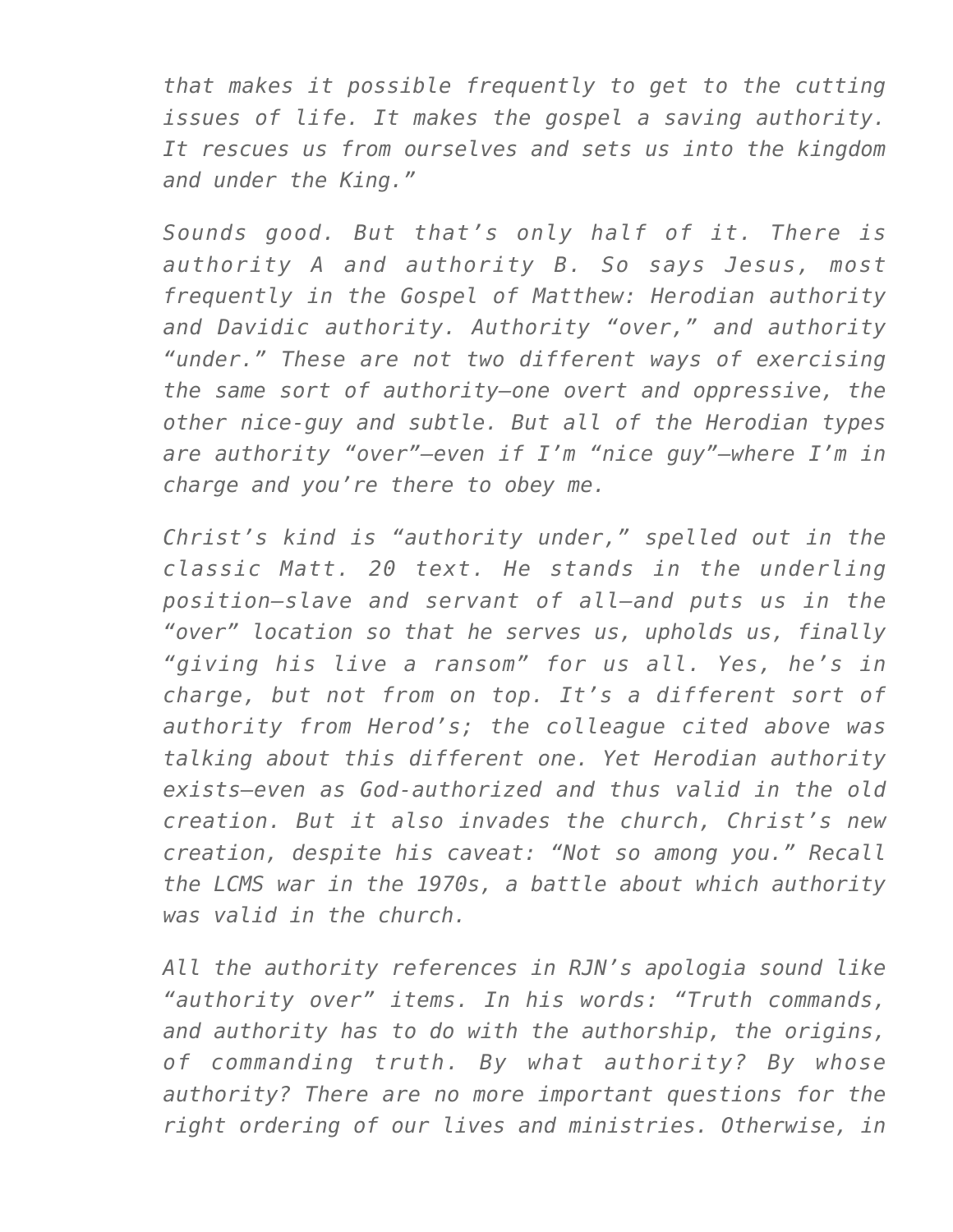*that makes it possible frequently to get to the cutting issues of life. It makes the gospel a saving authority. It rescues us from ourselves and sets us into the kingdom and under the King."*

*Sounds good. But that's only half of it. There is authority A and authority B. So says Jesus, most frequently in the Gospel of Matthew: Herodian authority and Davidic authority. Authority "over," and authority "under." These are not two different ways of exercising the same sort of authority—one overt and oppressive, the other nice-guy and subtle. But all of the Herodian types are authority "over"—even if I'm "nice guy"—where I'm in charge and you're there to obey me.*

*Christ's kind is "authority under," spelled out in the classic Matt. 20 text. He stands in the underling position—slave and servant of all—and puts us in the "over" location so that he serves us, upholds us, finally "giving his live a ransom" for us all. Yes, he's in charge, but not from on top. It's a different sort of authority from Herod's; the colleague cited above was talking about this different one. Yet Herodian authority exists—even as God-authorized and thus valid in the old creation. But it also invades the church, Christ's new creation, despite his caveat: "Not so among you." Recall the LCMS war in the 1970s, a battle about which authority was valid in the church.*

*All the authority references in RJN's apologia sound like "authority over" items. In his words: "Truth commands, and authority has to do with the authorship, the origins, of commanding truth. By what authority? By whose authority? There are no more important questions for the right ordering of our lives and ministries. Otherwise, in*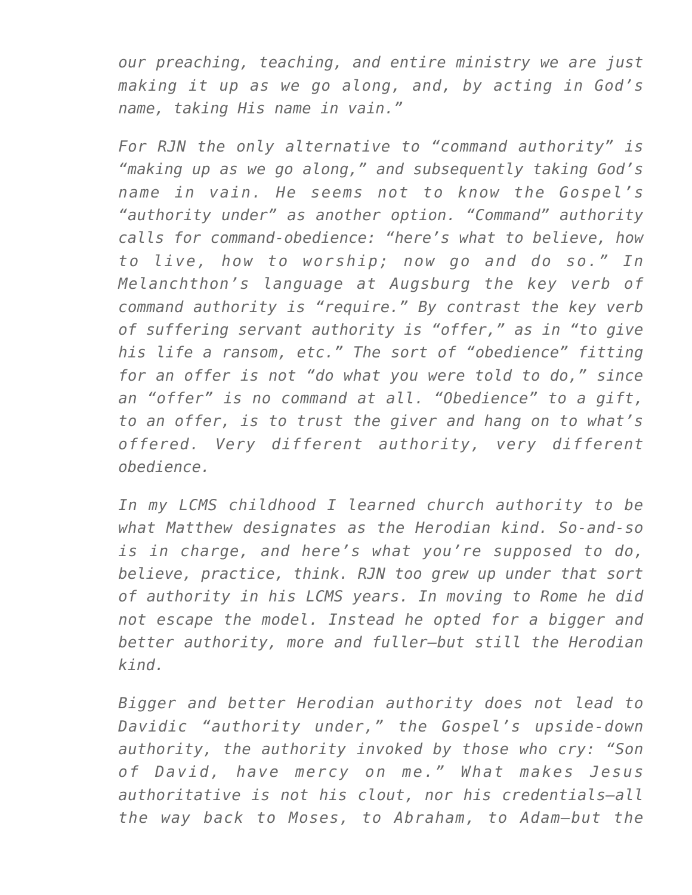*our preaching, teaching, and entire ministry we are just making it up as we go along, and, by acting in God's name, taking His name in vain."*

*For RJN the only alternative to "command authority" is "making up as we go along," and subsequently taking God's name in vain. He seems not to know the Gospel's "authority under" as another option. "Command" authority calls for command-obedience: "here's what to believe, how to live, how to worship; now go and do so." In Melanchthon's language at Augsburg the key verb of command authority is "require." By contrast the key verb of suffering servant authority is "offer," as in "to give his life a ransom, etc." The sort of "obedience" fitting for an offer is not "do what you were told to do," since an "offer" is no command at all. "Obedience" to a gift, to an offer, is to trust the giver and hang on to what's offered. Very different authority, very different obedience.*

*In my LCMS childhood I learned church authority to be what Matthew designates as the Herodian kind. So-and-so is in charge, and here's what you're supposed to do, believe, practice, think. RJN too grew up under that sort of authority in his LCMS years. In moving to Rome he did not escape the model. Instead he opted for a bigger and better authority, more and fuller—but still the Herodian kind.*

*Bigger and better Herodian authority does not lead to Davidic "authority under," the Gospel's upside-down authority, the authority invoked by those who cry: "Son of David, have mercy on me." What makes Jesus authoritative is not his clout, nor his credentials—all the way back to Moses, to Abraham, to Adam—but the*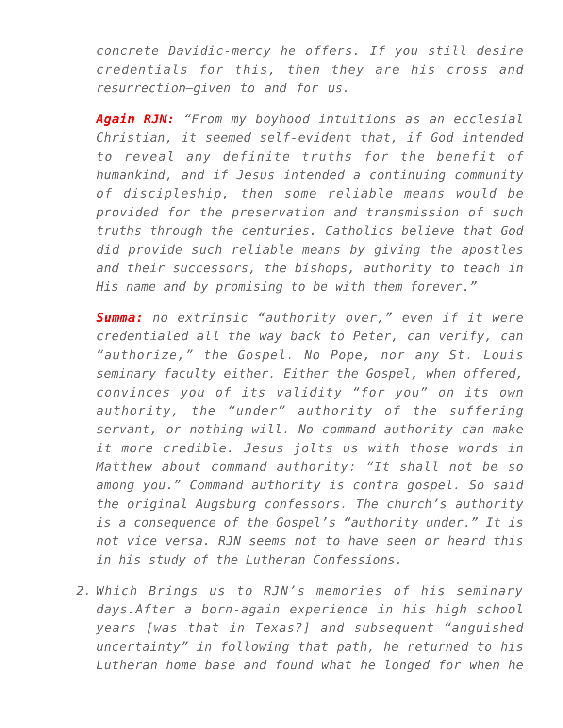*concrete Davidic-mercy he offers. If you still desire credentials for this, then they are his cross and resurrection—given to and for us.*

***Again RJN:*** *"From my boyhood intuitions as an ecclesial Christian, it seemed self-evident that, if God intended to reveal any definite truths for the benefit of humankind, and if Jesus intended a continuing community of discipleship, then some reliable means would be provided for the preservation and transmission of such truths through the centuries. Catholics believe that God did provide such reliable means by giving the apostles and their successors, the bishops, authority to teach in His name and by promising to be with them forever."*

***Summa:*** *no extrinsic "authority over," even if it were credentialed all the way back to Peter, can verify, can "authorize," the Gospel. No Pope, nor any St. Louis seminary faculty either. Either the Gospel, when offered, convinces you of its validity "for you" on its own authority, the "under" authority of the suffering servant, or nothing will. No command authority can make it more credible. Jesus jolts us with those words in Matthew about command authority: "It shall not be so among you." Command authority is contra gospel. So said the original Augsburg confessors. The church's authority is a consequence of the Gospel's "authority under." It is not vice versa. RJN seems not to have seen or heard this in his study of the Lutheran Confessions.*

2. *Which Brings us to RJN's memories of his seminary days.After a born-again experience in his high school years [was that in Texas?] and subsequent "anguished uncertainty" in following that path, he returned to his Lutheran home base and found what he longed for when he*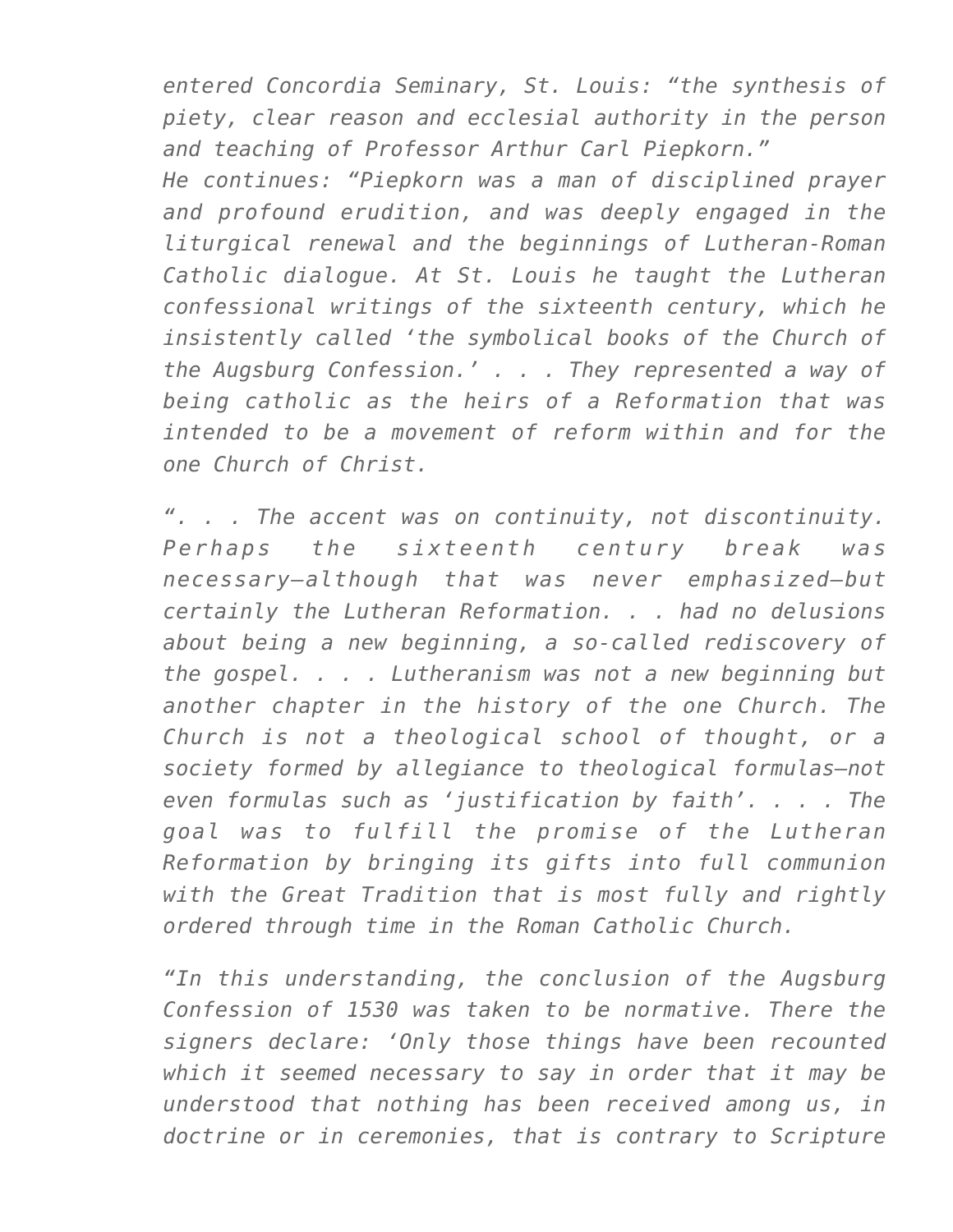*entered Concordia Seminary, St. Louis: "the synthesis of piety, clear reason and ecclesial authority in the person and teaching of Professor Arthur Carl Piepkorn."*

*He continues: "Piepkorn was a man of disciplined prayer and profound erudition, and was deeply engaged in the liturgical renewal and the beginnings of Lutheran-Roman Catholic dialogue. At St. Louis he taught the Lutheran confessional writings of the sixteenth century, which he insistently called 'the symbolical books of the Church of the Augsburg Confession.' . . . They represented a way of being catholic as the heirs of a Reformation that was intended to be a movement of reform within and for the one Church of Christ.*

*". . . The accent was on continuity, not discontinuity. Perhaps the sixteenth century break was necessary—although that was never emphasized—but certainly the Lutheran Reformation. . . had no delusions about being a new beginning, a so-called rediscovery of the gospel. . . . Lutheranism was not a new beginning but another chapter in the history of the one Church. The Church is not a theological school of thought, or a society formed by allegiance to theological formulas—not even formulas such as 'justification by faith'. . . . The goal was to fulfill the promise of the Lutheran Reformation by bringing its gifts into full communion with the Great Tradition that is most fully and rightly ordered through time in the Roman Catholic Church.*

*"In this understanding, the conclusion of the Augsburg Confession of 1530 was taken to be normative. There the signers declare: 'Only those things have been recounted which it seemed necessary to say in order that it may be understood that nothing has been received among us, in doctrine or in ceremonies, that is contrary to Scripture*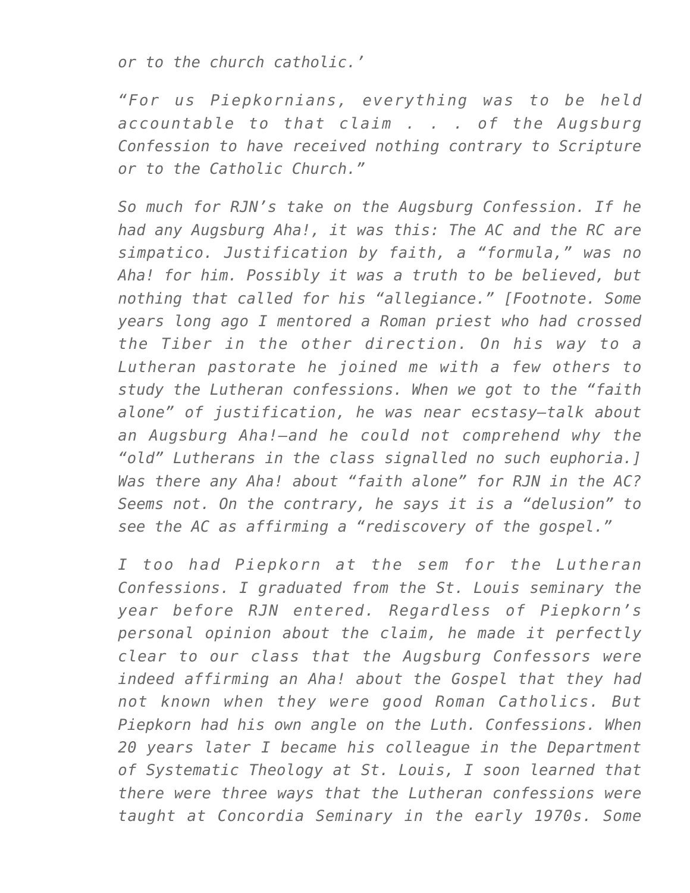*or to the church catholic.'*

*"For us Piepkornians, everything was to be held accountable to that claim . . . of the Augsburg Confession to have received nothing contrary to Scripture or to the Catholic Church."*

*So much for RJN's take on the Augsburg Confession. If he had any Augsburg Aha!, it was this: The AC and the RC are simpatico. Justification by faith, a "formula," was no Aha! for him. Possibly it was a truth to be believed, but nothing that called for his "allegiance." [Footnote. Some years long ago I mentored a Roman priest who had crossed the Tiber in the other direction. On his way to a Lutheran pastorate he joined me with a few others to study the Lutheran confessions. When we got to the "faith alone" of justification, he was near ecstasy—talk about an Augsburg Aha!—and he could not comprehend why the "old" Lutherans in the class signalled no such euphoria.] Was there any Aha! about "faith alone" for RJN in the AC? Seems not. On the contrary, he says it is a "delusion" to see the AC as affirming a "rediscovery of the gospel."*

*I too had Piepkorn at the sem for the Lutheran Confessions. I graduated from the St. Louis seminary the year before RJN entered. Regardless of Piepkorn's personal opinion about the claim, he made it perfectly clear to our class that the Augsburg Confessors were indeed affirming an Aha! about the Gospel that they had not known when they were good Roman Catholics. But Piepkorn had his own angle on the Luth. Confessions. When 20 years later I became his colleague in the Department of Systematic Theology at St. Louis, I soon learned that there were three ways that the Lutheran confessions were taught at Concordia Seminary in the early 1970s. Some*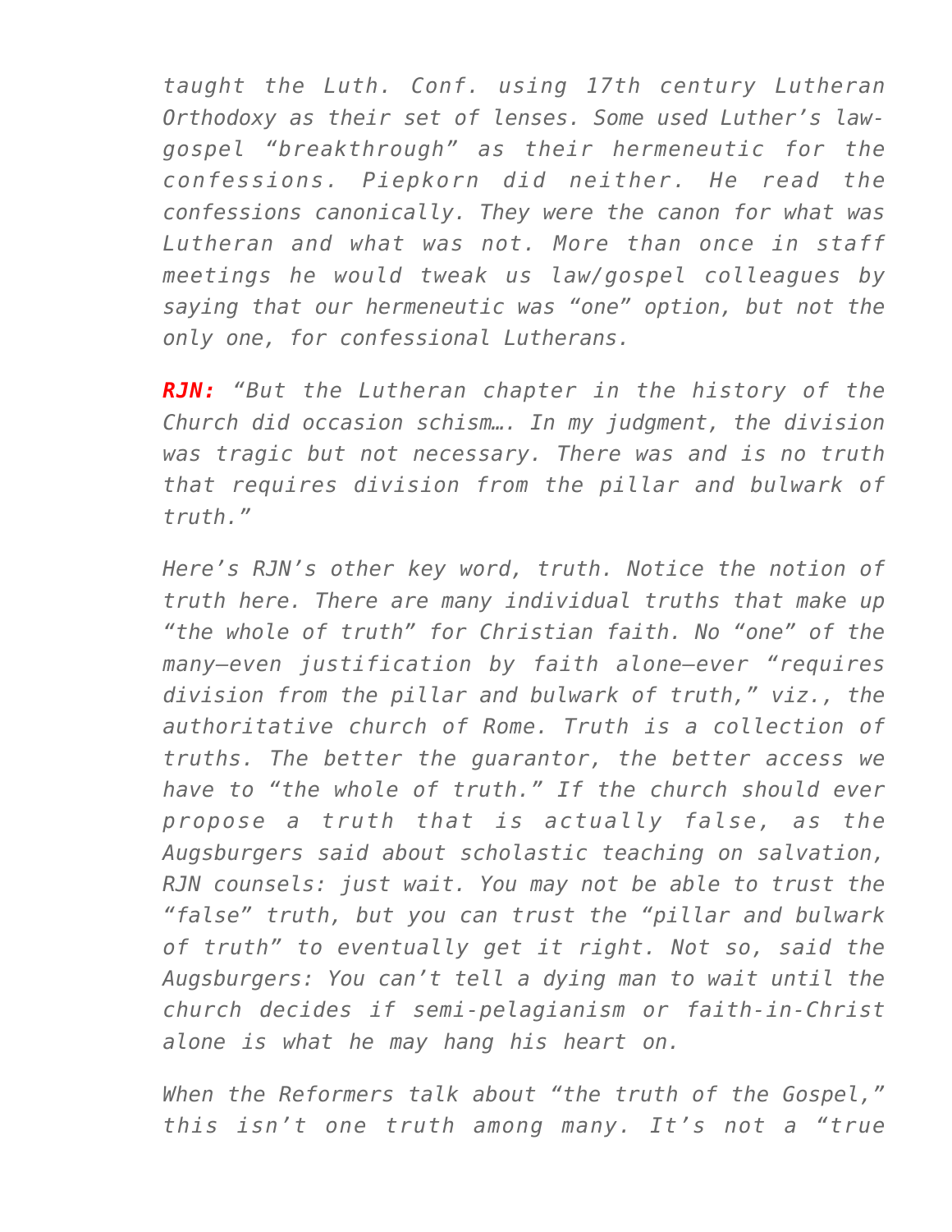*taught the Luth. Conf. using 17th century Lutheran Orthodoxy as their set of lenses. Some used Luther's law-gospel "breakthrough" as their hermeneutic for the confessions. Piepkorn did neither. He read the confessions canonically. They were the canon for what was Lutheran and what was not. More than once in staff meetings he would tweak us law/gospel colleagues by saying that our hermeneutic was "one" option, but not the only one, for confessional Lutherans.*

***RJN:*** *"But the Lutheran chapter in the history of the Church did occasion schism…. In my judgment, the division was tragic but not necessary. There was and is no truth that requires division from the pillar and bulwark of truth."*

*Here's RJN's other key word, truth. Notice the notion of truth here. There are many individual truths that make up "the whole of truth" for Christian faith. No "one" of the many—even justification by faith alone—ever "requires division from the pillar and bulwark of truth," viz., the authoritative church of Rome. Truth is a collection of truths. The better the guarantor, the better access we have to "the whole of truth." If the church should ever propose a truth that is actually false, as the Augsburgers said about scholastic teaching on salvation, RJN counsels: just wait. You may not be able to trust the "false" truth, but you can trust the "pillar and bulwark of truth" to eventually get it right. Not so, said the Augsburgers: You can't tell a dying man to wait until the church decides if semi-pelagianism or faith-in-Christ alone is what he may hang his heart on.*

*When the Reformers talk about "the truth of the Gospel," this isn't one truth among many. It's not a "true*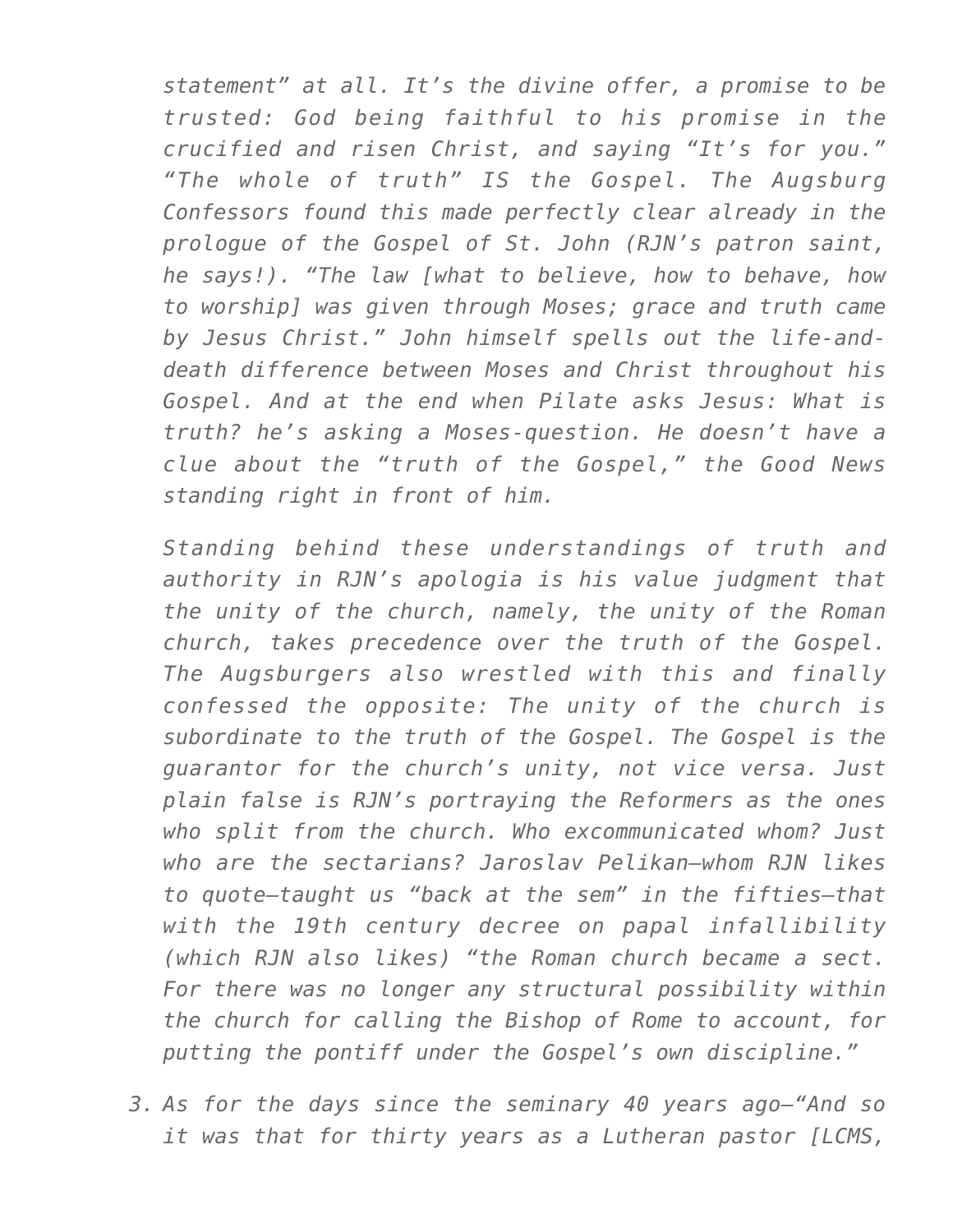*statement" at all. It's the divine offer, a promise to be trusted: God being faithful to his promise in the crucified and risen Christ, and saying "It's for you." "The whole of truth" IS the Gospel. The Augsburg Confessors found this made perfectly clear already in the prologue of the Gospel of St. John (RJN's patron saint, he says!). "The law [what to believe, how to behave, how to worship] was given through Moses; grace and truth came by Jesus Christ." John himself spells out the life-and-death difference between Moses and Christ throughout his Gospel. And at the end when Pilate asks Jesus: What is truth? he's asking a Moses-question. He doesn't have a clue about the "truth of the Gospel," the Good News standing right in front of him.*

*Standing behind these understandings of truth and authority in RJN's apologia is his value judgment that the unity of the church, namely, the unity of the Roman church, takes precedence over the truth of the Gospel. The Augsburgers also wrestled with this and finally confessed the opposite: The unity of the church is subordinate to the truth of the Gospel. The Gospel is the guarantor for the church's unity, not vice versa. Just plain false is RJN's portraying the Reformers as the ones who split from the church. Who excommunicated whom? Just who are the sectarians? Jaroslav Pelikan—whom RJN likes to quote—taught us "back at the sem" in the fifties—that with the 19th century decree on papal infallibility (which RJN also likes) "the Roman church became a sect. For there was no longer any structural possibility within the church for calling the Bishop of Rome to account, for putting the pontiff under the Gospel's own discipline."*

3. *As for the days since the seminary 40 years ago—"And so it was that for thirty years as a Lutheran pastor [LCMS,*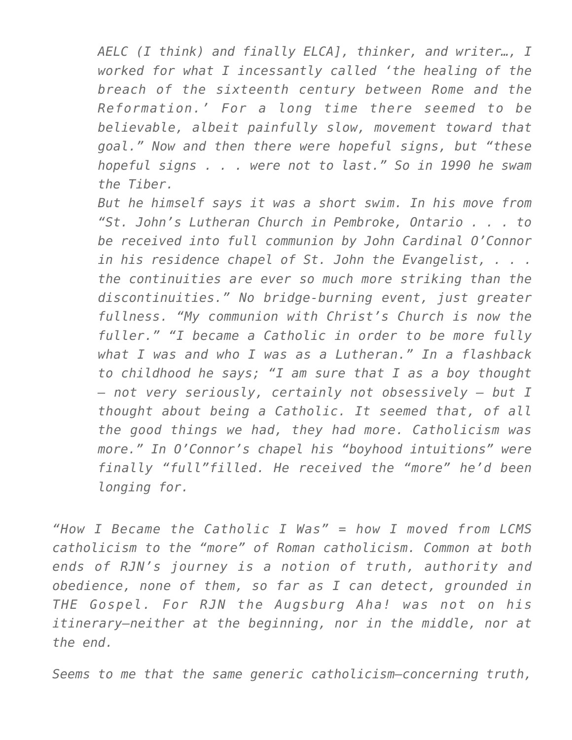*AELC (I think) and finally ELCA], thinker, and writer…, I worked for what I incessantly called 'the healing of the breach of the sixteenth century between Rome and the Reformation.' For a long time there seemed to be believable, albeit painfully slow, movement toward that goal." Now and then there were hopeful signs, but "these hopeful signs . . . were not to last." So in 1990 he swam the Tiber.*

> *But he himself says it was a short swim. In his move from "St. John's Lutheran Church in Pembroke, Ontario . . . to be received into full communion by John Cardinal O'Connor in his residence chapel of St. John the Evangelist, . . . the continuities are ever so much more striking than the discontinuities." No bridge-burning event, just greater fullness. "My communion with Christ's Church is now the fuller." "I became a Catholic in order to be more fully what I was and who I was as a Lutheran." In a flashback to childhood he says; "I am sure that I as a boy thought – not very seriously, certainly not obsessively – but I thought about being a Catholic. It seemed that, of all the good things we had, they had more. Catholicism was more." In O'Connor's chapel his "boyhood intuitions" were finally "full"filled. He received the "more" he'd been longing for.*

*"How I Became the Catholic I Was" = how I moved from LCMS catholicism to the "more" of Roman catholicism. Common at both ends of RJN's journey is a notion of truth, authority and obedience, none of them, so far as I can detect, grounded in THE Gospel. For RJN the Augsburg Aha! was not on his itinerary—neither at the beginning, nor in the middle, nor at the end.*

*Seems to me that the same generic catholicism—concerning truth,*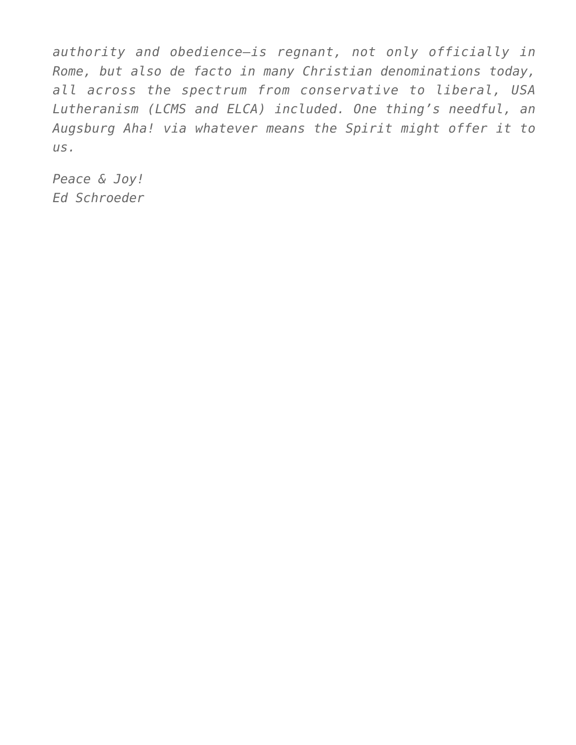*authority and obedience–is regnant, not only officially in Rome, but also de facto in many Christian denominations today, all across the spectrum from conservative to liberal, USA Lutheranism (LCMS and ELCA) included. One thing's needful, an Augsburg Aha! via whatever means the Spirit might offer it to us.*

*Peace & Joy!*
*Ed Schroeder*